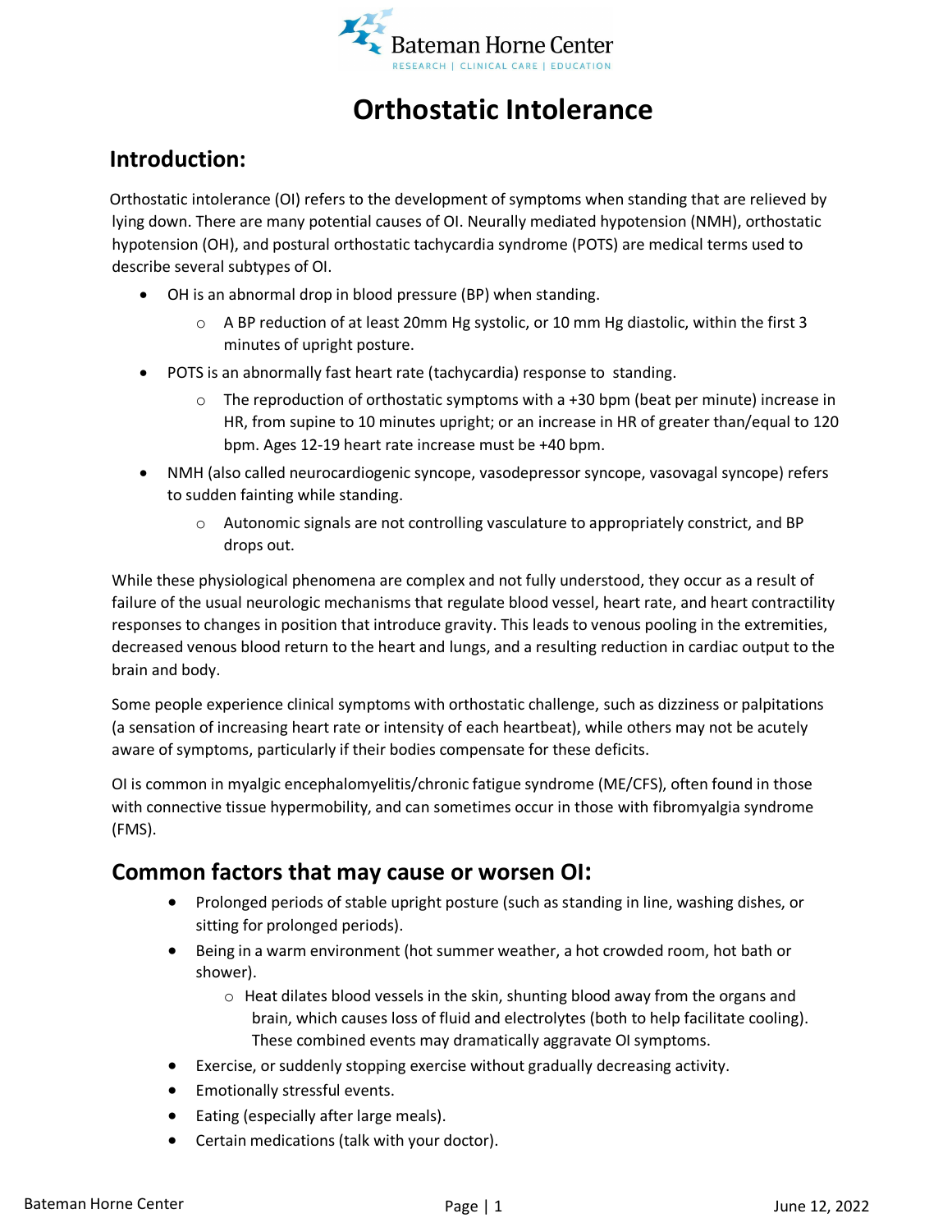# Orthostatic Intolerance

## Introduction:

Orthostatic intolerance (OI) refers to the development of symptoms when standing that are relieved by lying down. There are many potential causes of OI. Neurally mediated hypotension (NMH), orthostatic hypotension (OH), and postural orthostatic tachycardia syndrome (POTS) are medical terms used to describe several subtypes of OI.

- OH is an abnormal drop in blood pressure (BP) when standing.
  - A BP reduction of at least 20mm Hg systolic, or 10 mm Hg diastolic, within the first 3 minutes of upright posture.
- POTS is an abnormally fast heart rate (tachycardia) response to standing.
  - The reproduction of orthostatic symptoms with a +30 bpm (beat per minute) increase in HR, from supine to 10 minutes upright; or an increase in HR of greater than/equal to 120 bpm. Ages 12-19 heart rate increase must be +40 bpm.
- NMH (also called neurocardiogenic syncope, vasodepressor syncope, vasovagal syncope) refers to sudden fainting while standing.
  - Autonomic signals are not controlling vasculature to appropriately constrict, and BP drops out.

While these physiological phenomena are complex and not fully understood, they occur as a result of failure of the usual neurologic mechanisms that regulate blood vessel, heart rate, and heart contractility responses to changes in position that introduce gravity. This leads to venous pooling in the extremities, decreased venous blood return to the heart and lungs, and a resulting reduction in cardiac output to the brain and body.

Some people experience clinical symptoms with orthostatic challenge, such as dizziness or palpitations (a sensation of increasing heart rate or intensity of each heartbeat), while others may not be acutely aware of symptoms, particularly if their bodies compensate for these deficits.

OI is common in myalgic encephalomyelitis/chronic fatigue syndrome (ME/CFS), often found in those with connective tissue hypermobility, and can sometimes occur in those with fibromyalgia syndrome (FMS).

## Common factors that may cause or worsen OI:

- Prolonged periods of stable upright posture (such as standing in line, washing dishes, or sitting for prolonged periods).
- Being in a warm environment (hot summer weather, a hot crowded room, hot bath or shower).
  - Heat dilates blood vessels in the skin, shunting blood away from the organs and brain, which causes loss of fluid and electrolytes (both to help facilitate cooling). These combined events may dramatically aggravate OI symptoms.
- Exercise, or suddenly stopping exercise without gradually decreasing activity.
- Emotionally stressful events.
- Eating (especially after large meals).
- Certain medications (talk with your doctor).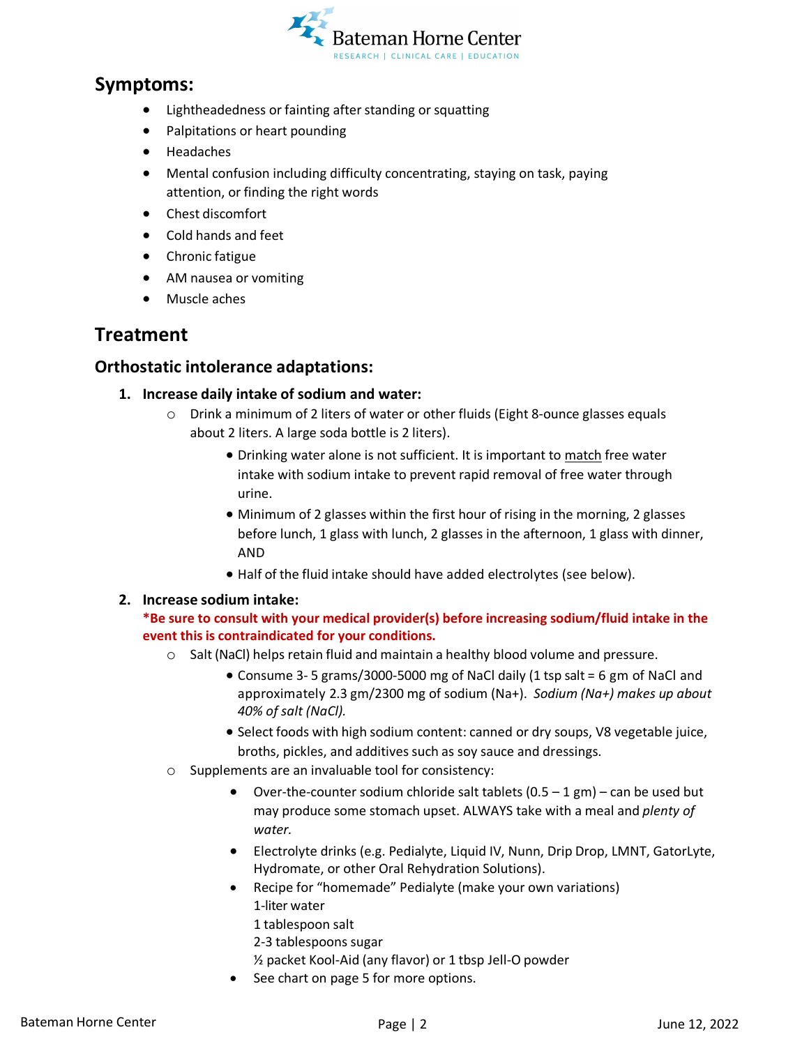## Symptoms:

- Lightheadedness or fainting after standing or squatting
- Palpitations or heart pounding
- Headaches
- Mental confusion including difficulty concentrating, staying on task, paying attention, or finding the right words
- Chest discomfort
- Cold hands and feet
- Chronic fatigue
- AM nausea or vomiting
- Muscle aches

## Treatment

### Orthostatic intolerance adaptations:

1. **Increase daily intake of sodium and water:**
    - Drink a minimum of 2 liters of water or other fluids (Eight 8-ounce glasses equals about 2 liters. A large soda bottle is 2 liters).
        - Drinking water alone is not sufficient. It is important to match free water intake with sodium intake to prevent rapid removal of free water through urine.
        - Minimum of 2 glasses within the first hour of rising in the morning, 2 glasses before lunch, 1 glass with lunch, 2 glasses in the afternoon, 1 glass with dinner, AND
        - Half of the fluid intake should have added electrolytes (see below).

2. **Increase sodium intake:**
   ***Be sure to consult with your medical provider(s) before increasing sodium/fluid intake in the event this is contraindicated for your conditions.**
    - Salt (NaCl) helps retain fluid and maintain a healthy blood volume and pressure.
        - Consume 3- 5 grams/3000-5000 mg of NaCl daily (1 tsp salt = 6 gm of NaCl and approximately 2.3 gm/2300 mg of sodium (Na+). *Sodium (Na+) makes up about 40% of salt (NaCl).*
        - Select foods with high sodium content: canned or dry soups, V8 vegetable juice, broths, pickles, and additives such as soy sauce and dressings.
    - Supplements are an invaluable tool for consistency:
        - Over-the-counter sodium chloride salt tablets (0.5 – 1 gm) – can be used but may produce some stomach upset. ALWAYS take with a meal and *plenty of water.*
        - Electrolyte drinks (e.g. Pedialyte, Liquid IV, Nunn, Drip Drop, LMNT, GatorLyte, Hydromate, or other Oral Rehydration Solutions).
        - Recipe for "homemade" Pedialyte (make your own variations)
          1-liter water
          1 tablespoon salt
          2-3 tablespoons sugar
          ½ packet Kool-Aid (any flavor) or 1 tbsp Jell-O powder
        - See chart on page 5 for more options.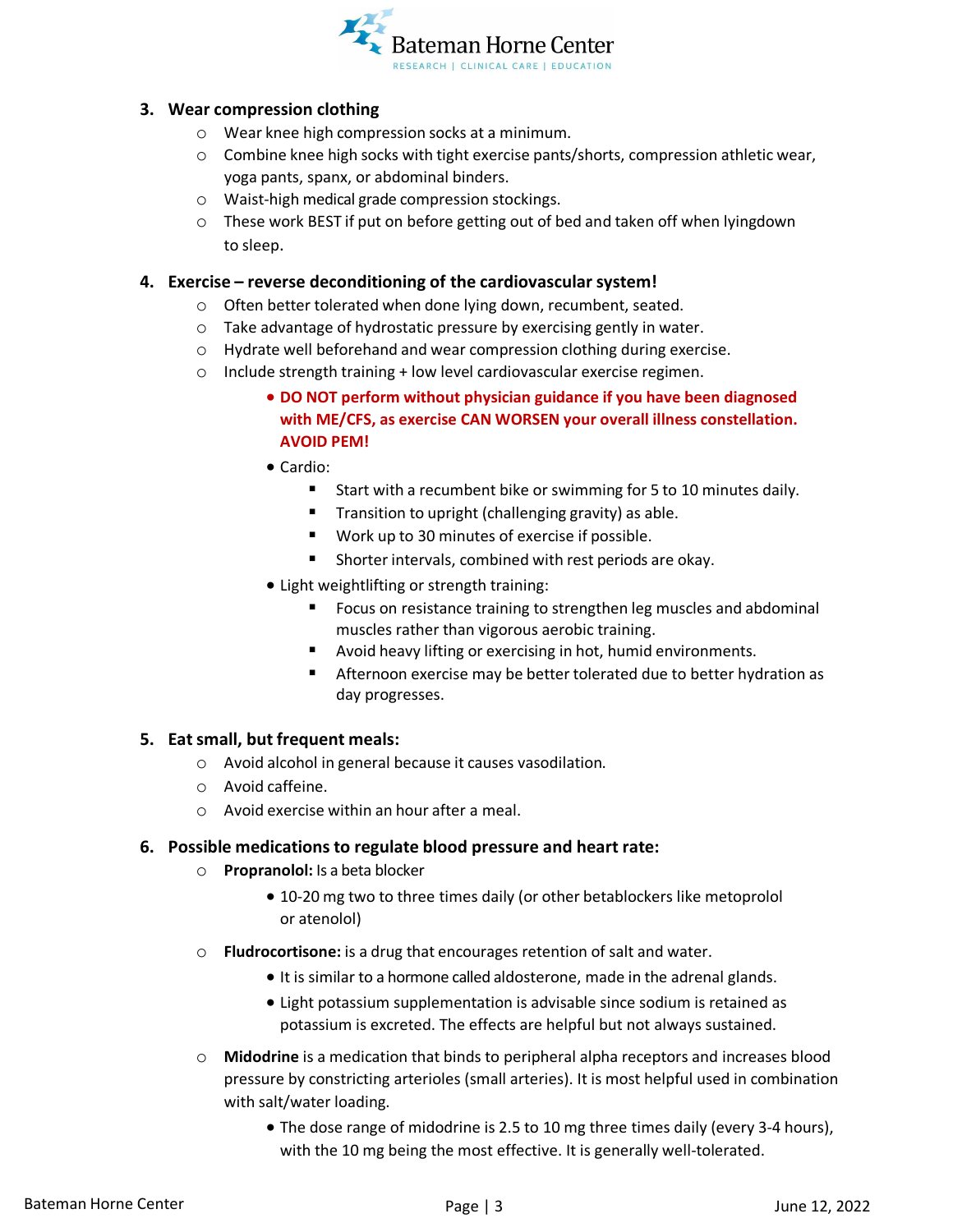3. **Wear compression clothing**
    - Wear knee high compression socks at a minimum.
    - Combine knee high socks with tight exercise pants/shorts, compression athletic wear, yoga pants, spanx, or abdominal binders.
    - Waist-high medical grade compression stockings.
    - These work BEST if put on before getting out of bed and taken off when lyingdown to sleep.

4. **Exercise – reverse deconditioning of the cardiovascular system!**
    - Often better tolerated when done lying down, recumbent, seated.
    - Take advantage of hydrostatic pressure by exercising gently in water.
    - Hydrate well beforehand and wear compression clothing during exercise.
    - Include strength training + low level cardiovascular exercise regimen.
        - **DO NOT perform without physician guidance if you have been diagnosed with ME/CFS, as exercise CAN WORSEN your overall illness constellation. AVOID PEM!**
        - Cardio:
            - Start with a recumbent bike or swimming for 5 to 10 minutes daily.
            - Transition to upright (challenging gravity) as able.
            - Work up to 30 minutes of exercise if possible.
            - Shorter intervals, combined with rest periods are okay.
        - Light weightlifting or strength training:
            - Focus on resistance training to strengthen leg muscles and abdominal muscles rather than vigorous aerobic training.
            - Avoid heavy lifting or exercising in hot, humid environments.
            - Afternoon exercise may be better tolerated due to better hydration as day progresses.

5. **Eat small, but frequent meals:**
    - Avoid alcohol in general because it causes vasodilation.
    - Avoid caffeine.
    - Avoid exercise within an hour after a meal.

6. **Possible medications to regulate blood pressure and heart rate:**
    - **Propranolol:** Is a beta blocker
        - 10-20 mg two to three times daily (or other betablockers like metoprolol or atenolol)
    - **Fludrocortisone:** is a drug that encourages retention of salt and water.
        - It is similar to a hormone called aldosterone, made in the adrenal glands.
        - Light potassium supplementation is advisable since sodium is retained as potassium is excreted. The effects are helpful but not always sustained.
    - **Midodrine** is a medication that binds to peripheral alpha receptors and increases blood pressure by constricting arterioles (small arteries). It is most helpful used in combination with salt/water loading.
        - The dose range of midodrine is 2.5 to 10 mg three times daily (every 3-4 hours), with the 10 mg being the most effective. It is generally well-tolerated.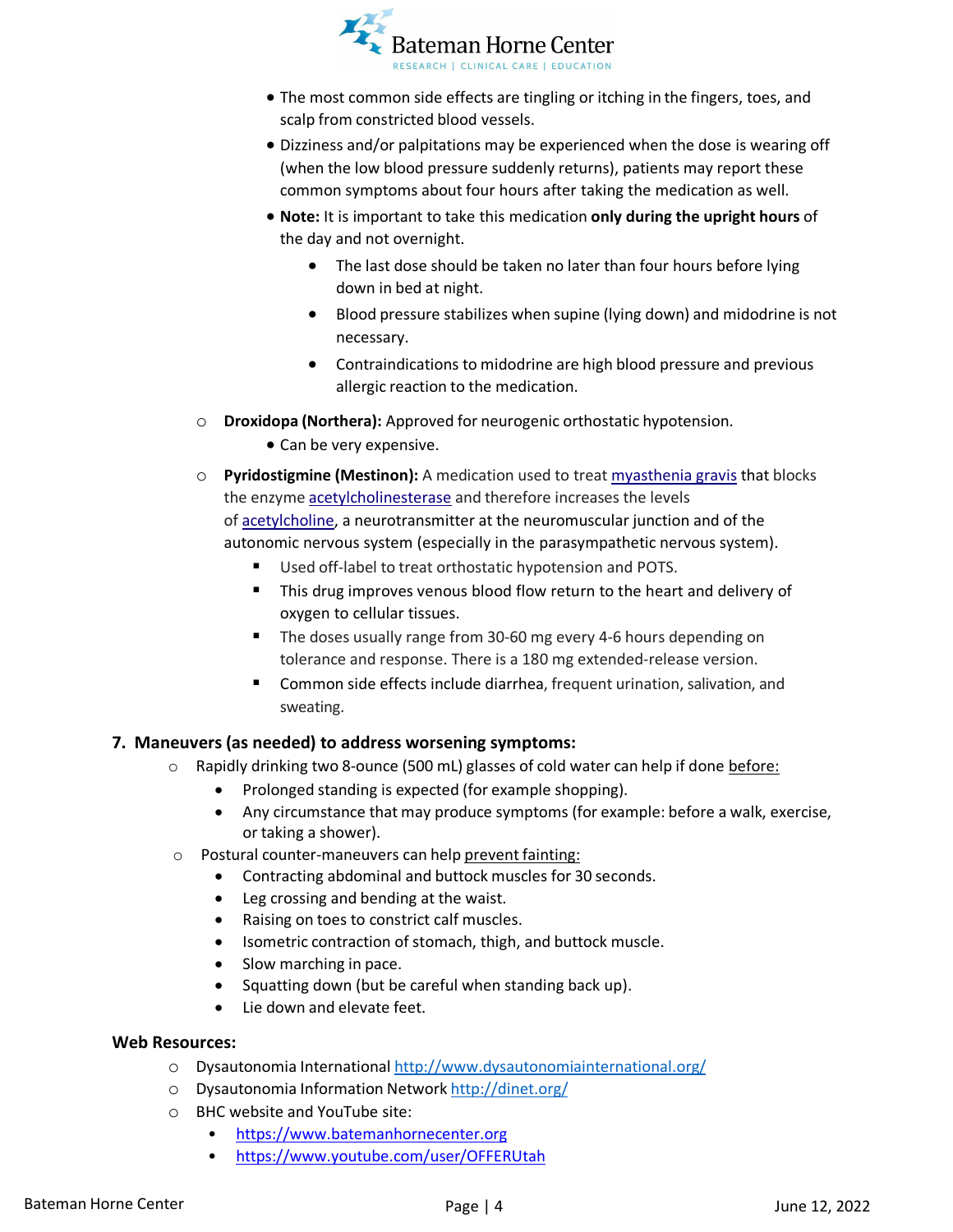- The most common side effects are tingling or itching in the fingers, toes, and scalp from constricted blood vessels.
- Dizziness and/or palpitations may be experienced when the dose is wearing off (when the low blood pressure suddenly returns), patients may report these common symptoms about four hours after taking the medication as well.
- **Note:** It is important to take this medication **only during the upright hours** of the day and not overnight.
  - The last dose should be taken no later than four hours before lying down in bed at night.
  - Blood pressure stabilizes when supine (lying down) and midodrine is not necessary.
  - Contraindications to midodrine are high blood pressure and previous allergic reaction to the medication.

- **Droxidopa (Northera):** Approved for neurogenic orthostatic hypotension.
  - Can be very expensive.
- **Pyridostigmine (Mestinon):** A medication used to treat [myasthenia gravis](myasthenia gravis) that blocks the enzyme [acetylcholinesterase](acetylcholinesterase) and therefore increases the levels of [acetylcholine](acetylcholine), a neurotransmitter at the neuromuscular junction and of the autonomic nervous system (especially in the parasympathetic nervous system).
  - Used off-label to treat orthostatic hypotension and POTS.
  - This drug improves venous blood flow return to the heart and delivery of oxygen to cellular tissues.
  - The doses usually range from 30-60 mg every 4-6 hours depending on tolerance and response. There is a 180 mg extended-release version.
  - Common side effects include diarrhea, frequent urination, salivation, and sweating.

### 7. Maneuvers (as needed) to address worsening symptoms:

- Rapidly drinking two 8-ounce (500 mL) glasses of cold water can help if done before:
  - Prolonged standing is expected (for example shopping).
  - Any circumstance that may produce symptoms (for example: before a walk, exercise, or taking a shower).
- Postural counter-maneuvers can help prevent fainting:
  - Contracting abdominal and buttock muscles for 30 seconds.
  - Leg crossing and bending at the waist.
  - Raising on toes to constrict calf muscles.
  - Isometric contraction of stomach, thigh, and buttock muscle.
  - Slow marching in pace.
  - Squatting down (but be careful when standing back up).
  - Lie down and elevate feet.

### Web Resources:

- Dysautonomia International http://www.dysautonomiainternational.org/
- Dysautonomia Information Network http://dinet.org/
- BHC website and YouTube site:
  - https://www.batemanhornecenter.org
  - https://www.youtube.com/user/OFFERUtah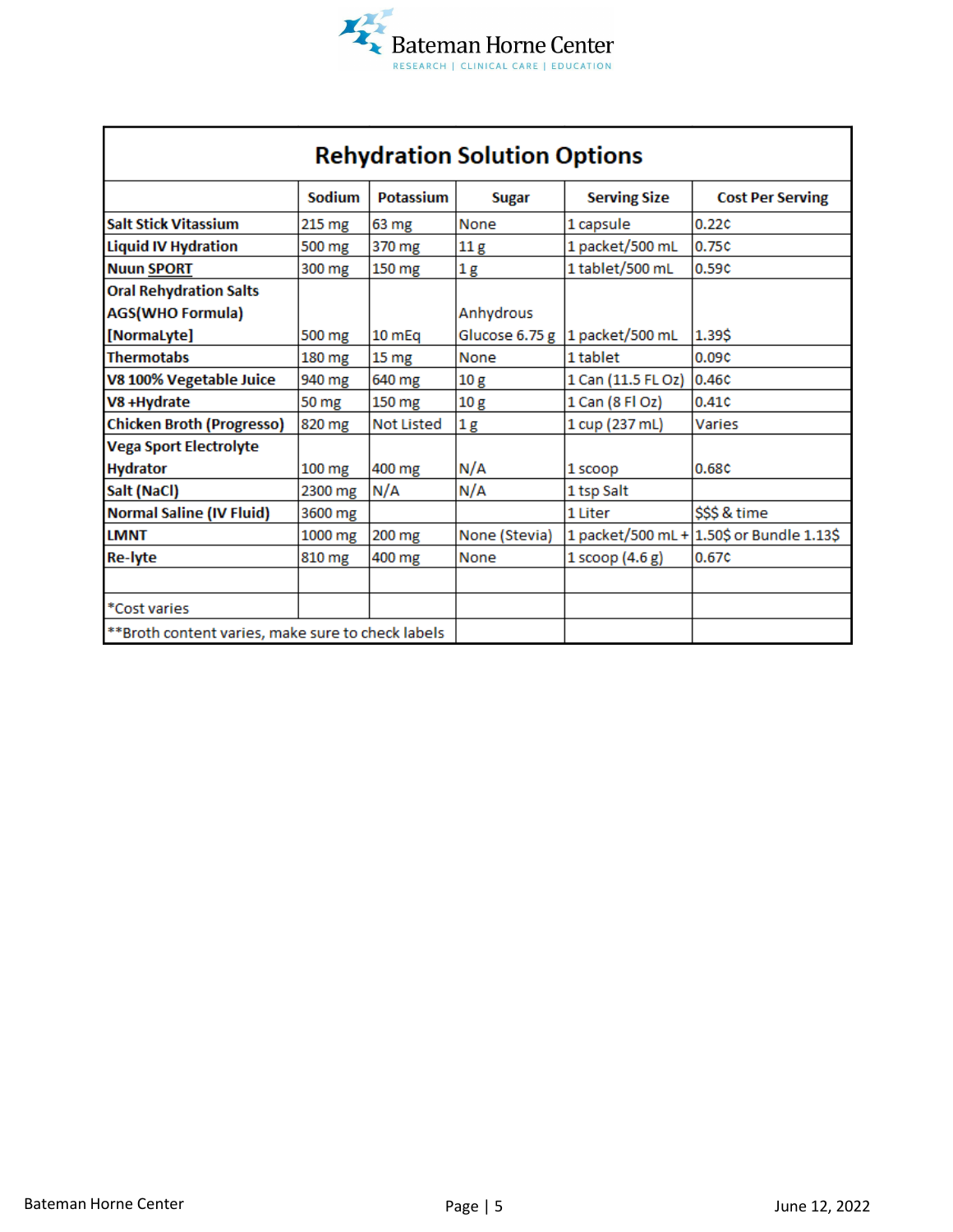| Rehydration Solution Options | | | | | |
|---|---|---|---|---|---|
| | **Sodium** | **Potassium** | **Sugar** | **Serving Size** | **Cost Per Serving** |
| **Salt Stick Vitassium** | 215 mg | 63 mg | None | 1 capsule | 0.22¢ |
| **Liquid IV Hydration** | 500 mg | 370 mg | 11 g | 1 packet/500 mL | 0.75¢ |
| **Nuun SPORT** | 300 mg | 150 mg | 1 g | 1 tablet/500 mL | 0.59¢ |
| **Oral Rehydration Salts AGS(WHO Formula) [NormaLyte]** | 500 mg | 10 mEq | Anhydrous Glucose 6.75 g | 1 packet/500 mL | 1.39$ |
| **Thermotabs** | 180 mg | 15 mg | None | 1 tablet | 0.09¢ |
| **V8 100% Vegetable Juice** | 940 mg | 640 mg | 10 g | 1 Can (11.5 FL Oz) | 0.46¢ |
| **V8 +Hydrate** | 50 mg | 150 mg | 10 g | 1 Can (8 Fl Oz) | 0.41¢ |
| **Chicken Broth (Progresso)** | 820 mg | Not Listed | 1 g | 1 cup (237 mL) | Varies |
| **Vega Sport Electrolyte Hydrator** | 100 mg | 400 mg | N/A | 1 scoop | 0.68¢ |
| **Salt (NaCl)** | 2300 mg | N/A | N/A | 1 tsp Salt | |
| **Normal Saline (IV Fluid)** | 3600 mg | | | 1 Liter | $$$ & time |
| **LMNT** | 1000 mg | 200 mg | None (Stevia) | 1 packet/500 mL + | 1.50$ or Bundle 1.13$ |
| **Re-lyte** | 810 mg | 400 mg | None | 1 scoop (4.6 g) | 0.67¢ |
| | | | | | |
| *Cost varies | | | | | |
| **Broth content varies, make sure to check labels | | | | | |